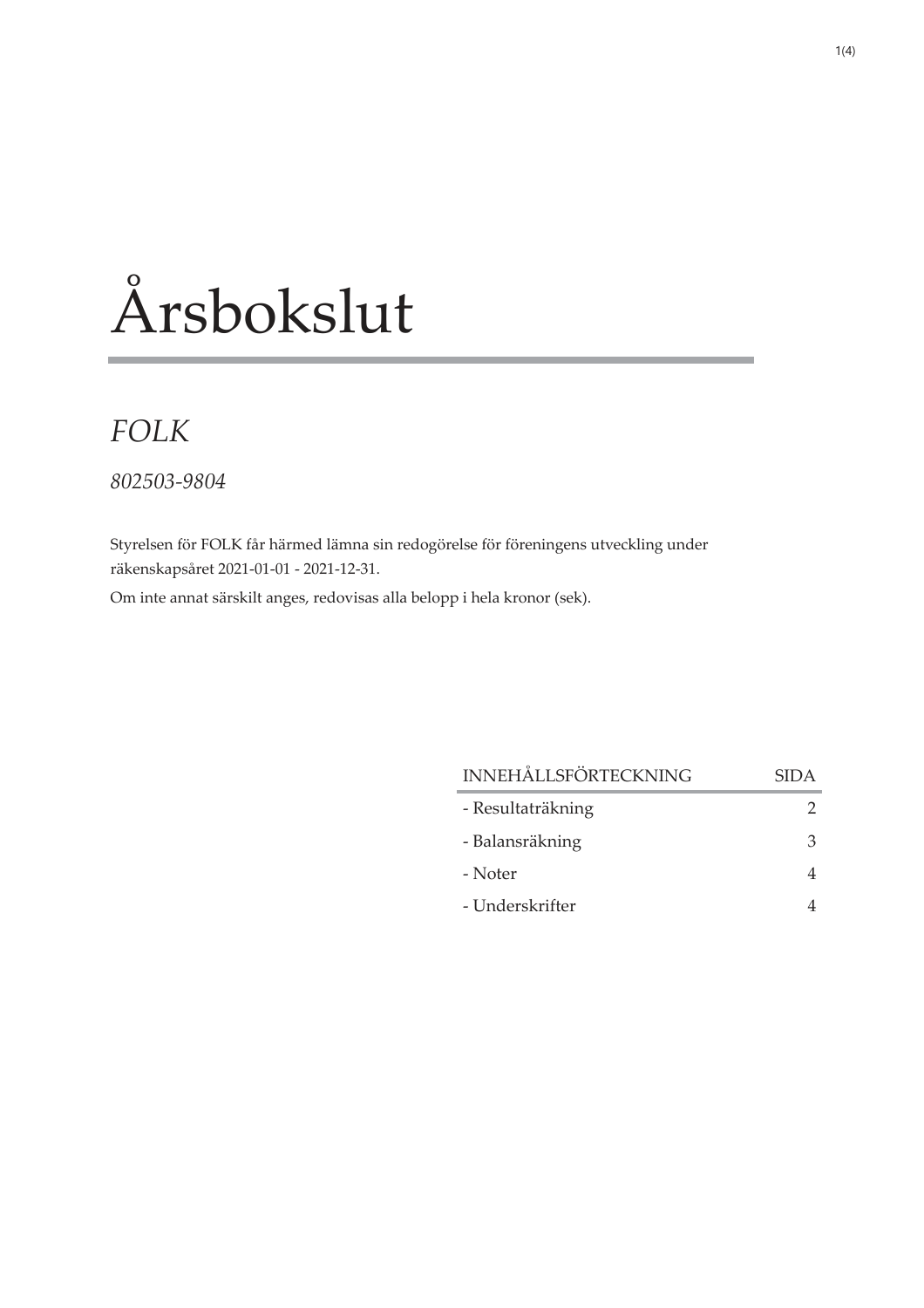# Årsbokslut

## *FOLK*

*802503-9804*

Styrelsen för FOLK får härmed lämna sin redogörelse för föreningens utveckling under räkenskapsåret 2021-01-01 - 2021-12-31.

Om inte annat särskilt anges, redovisas alla belopp i hela kronor (sek).

| INNEHÅLLSFÖRTECKNING | SIDA |
|---|---|
| - Resultaträkning | 2 |
| - Balansräkning | 3 |
| - Noter | 4 |
| - Underskrifter | 4 |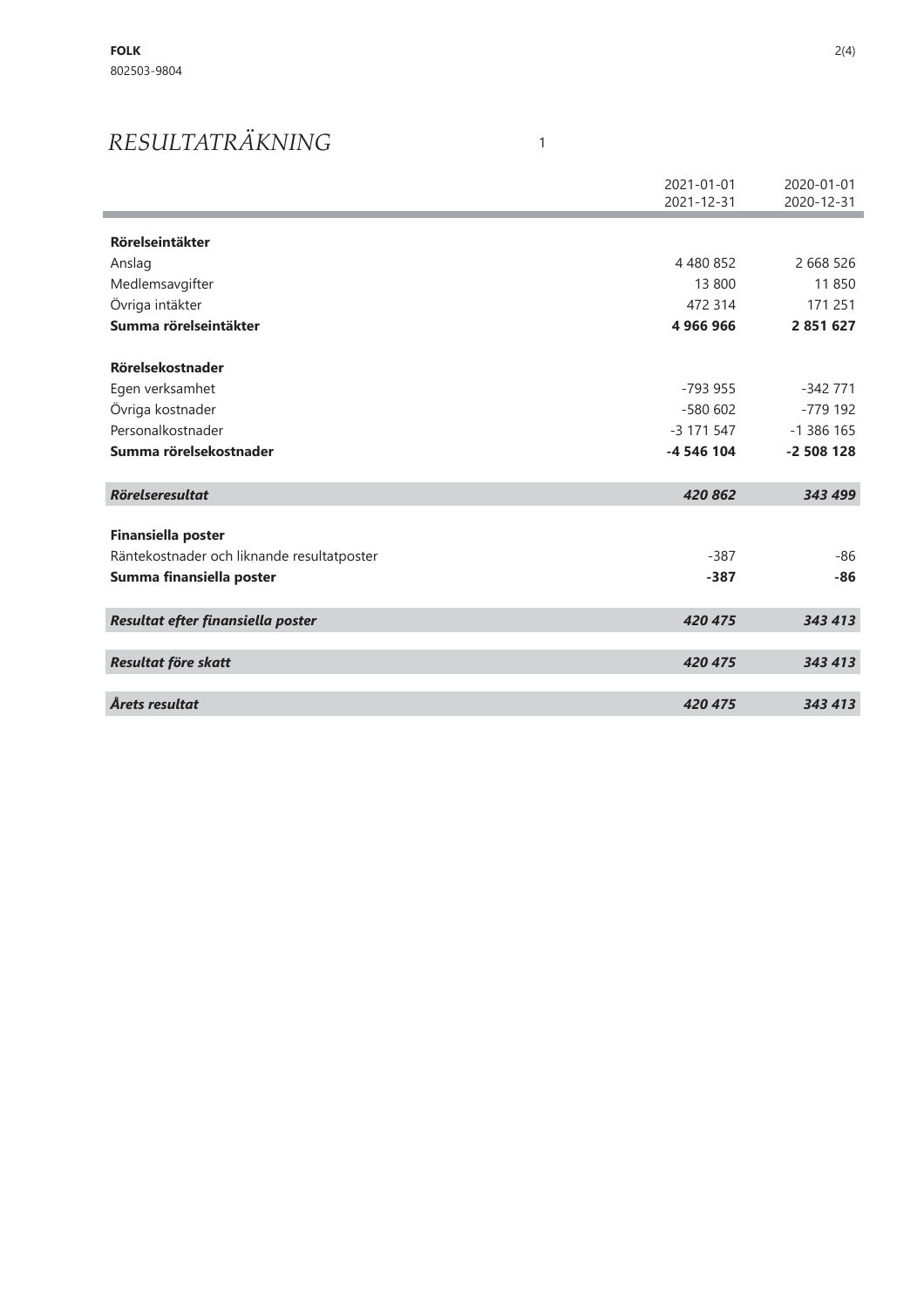**FOLK**
802503-9804

# RESULTATRÄKNING

1

| | 2021-01-01<br>2021-12-31 | 2020-01-01<br>2020-12-31 |
|---|---|---|
| **Rörelseintäkter** | | |
| Anslag | 4 480 852 | 2 668 526 |
| Medlemsavgifter | 13 800 | 11 850 |
| Övriga intäkter | 472 314 | 171 251 |
| **Summa rörelseintäkter** | **4 966 966** | **2 851 627** |
| **Rörelsekostnader** | | |
| Egen verksamhet | -793 955 | -342 771 |
| Övriga kostnader | -580 602 | -779 192 |
| Personalkostnader | -3 171 547 | -1 386 165 |
| **Summa rörelsekostnader** | **-4 546 104** | **-2 508 128** |
| ***Rörelseresultat*** | ***420 862*** | ***343 499*** |
| **Finansiella poster** | | |
| Räntekostnader och liknande resultatposter | -387 | -86 |
| **Summa finansiella poster** | **-387** | **-86** |
| ***Resultat efter finansiella poster*** | ***420 475*** | ***343 413*** |
| ***Resultat före skatt*** | ***420 475*** | ***343 413*** |
| ***Årets resultat*** | ***420 475*** | ***343 413*** |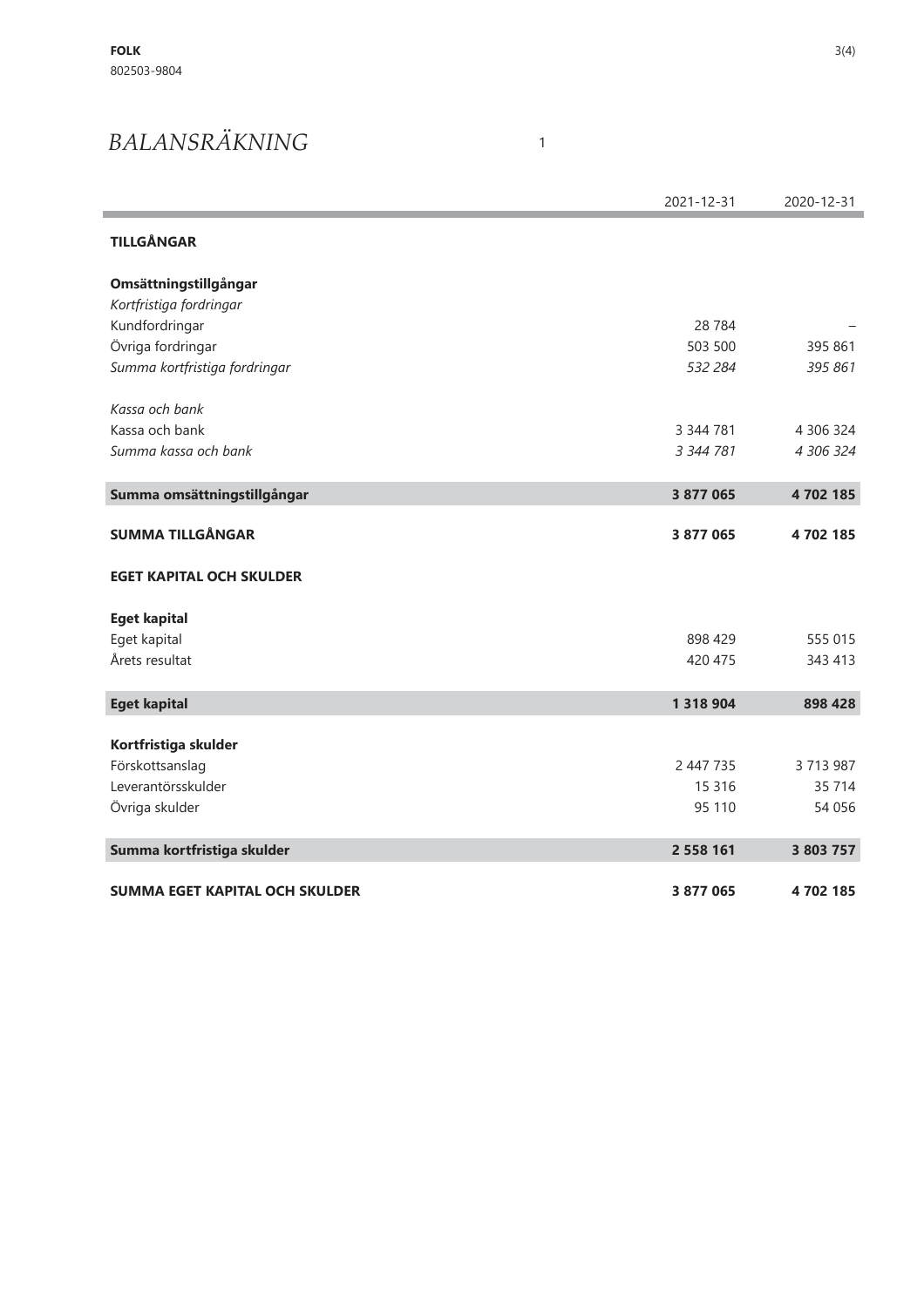**FOLK**
802503-9804

# BALANSRÄKNING

1

| | 2021-12-31 | 2020-12-31 |
|---|---|---|
| **TILLGÅNGAR** | | |
| | | |
| **Omsättningstillgångar** | | |
| *Kortfristiga fordringar* | | |
| Kundfordringar | 28 784 | – |
| Övriga fordringar | 503 500 | 395 861 |
| *Summa kortfristiga fordringar* | *532 284* | *395 861* |
| | | |
| *Kassa och bank* | | |
| Kassa och bank | 3 344 781 | 4 306 324 |
| *Summa kassa och bank* | *3 344 781* | *4 306 324* |
| | | |
| **Summa omsättningstillgångar** | **3 877 065** | **4 702 185** |
| | | |
| **SUMMA TILLGÅNGAR** | **3 877 065** | **4 702 185** |
| | | |
| **EGET KAPITAL OCH SKULDER** | | |
| | | |
| **Eget kapital** | | |
| Eget kapital | 898 429 | 555 015 |
| Årets resultat | 420 475 | 343 413 |
| | | |
| **Eget kapital** | **1 318 904** | **898 428** |
| | | |
| **Kortfristiga skulder** | | |
| Förskottsanslag | 2 447 735 | 3 713 987 |
| Leverantörsskulder | 15 316 | 35 714 |
| Övriga skulder | 95 110 | 54 056 |
| | | |
| **Summa kortfristiga skulder** | **2 558 161** | **3 803 757** |
| | | |
| **SUMMA EGET KAPITAL OCH SKULDER** | **3 877 065** | **4 702 185** |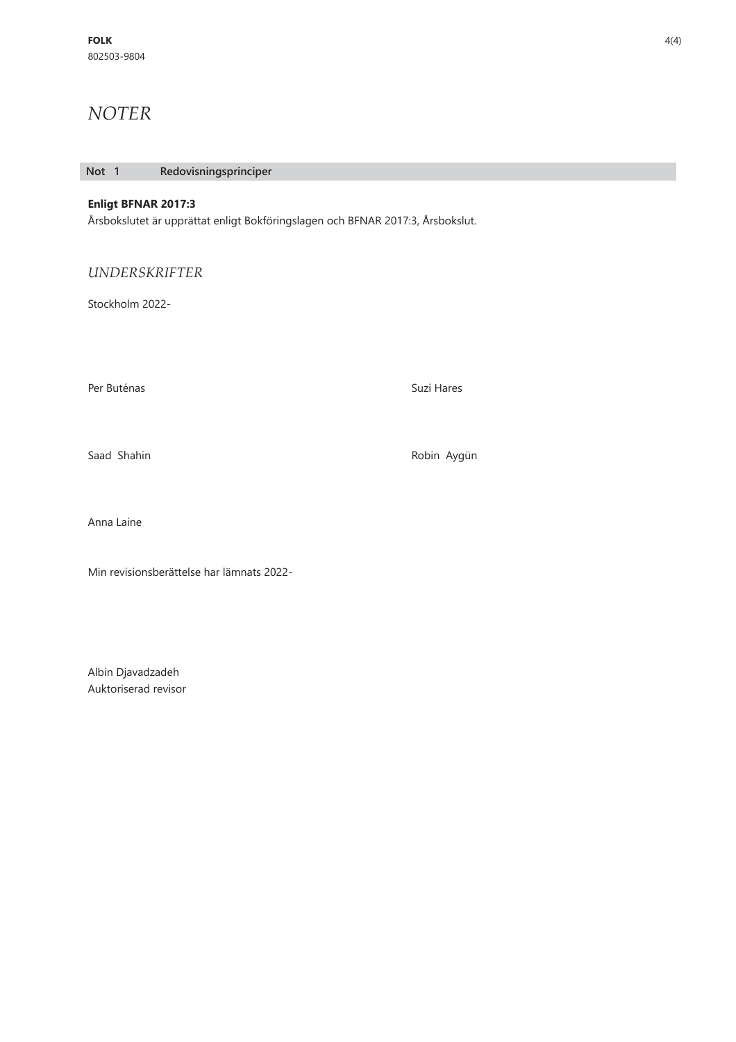# NOTER

## Not 1 Redovisningsprinciper

**Enligt BFNAR 2017:3**

Årsbokslutet är upprättat enligt Bokföringslagen och BFNAR 2017:3, Årsbokslut.

# UNDERSKRIFTER

Stockholm 2022-

Per Buténas

Suzi Hares

Saad Shahin

Robin Aygün

Anna Laine

Min revisionsberättelse har lämnats 2022-

Albin Djavadzadeh
Auktoriserad revisor